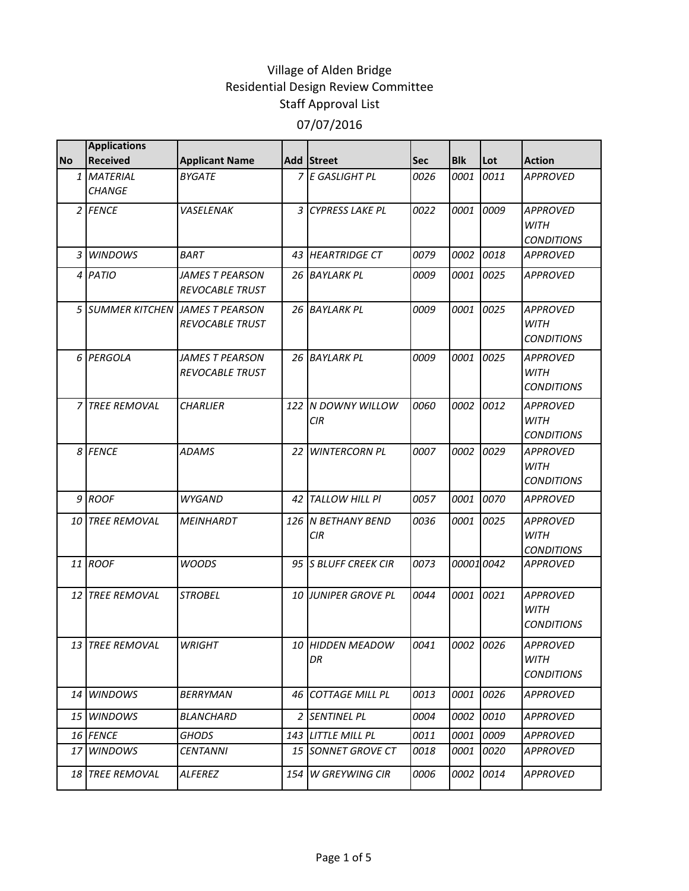# Village of Alden Bridge
## Residential Design Review Committee
## Staff Approval List
### 07/07/2016

| No | Applications Received | Applicant Name | Add | Street | Sec | Blk | Lot | Action |
|---|---|---|---|---|---|---|---|---|
| 1 | MATERIAL CHANGE | BYGATE | 7 | E GASLIGHT PL | 0026 | 0001 | 0011 | APPROVED |
| 2 | FENCE | VASELENAK | 3 | CYPRESS LAKE PL | 0022 | 0001 | 0009 | APPROVED WITH CONDITIONS |
| 3 | WINDOWS | BART | 43 | HEARTRIDGE CT | 0079 | 0002 | 0018 | APPROVED |
| 4 | PATIO | JAMES T PEARSON REVOCABLE TRUST | 26 | BAYLARK PL | 0009 | 0001 | 0025 | APPROVED |
| 5 | SUMMER KITCHEN | JAMES T PEARSON REVOCABLE TRUST | 26 | BAYLARK PL | 0009 | 0001 | 0025 | APPROVED WITH CONDITIONS |
| 6 | PERGOLA | JAMES T PEARSON REVOCABLE TRUST | 26 | BAYLARK PL | 0009 | 0001 | 0025 | APPROVED WITH CONDITIONS |
| 7 | TREE REMOVAL | CHARLIER | 122 | N DOWNY WILLOW CIR | 0060 | 0002 | 0012 | APPROVED WITH CONDITIONS |
| 8 | FENCE | ADAMS | 22 | WINTERCORN PL | 0007 | 0002 | 0029 | APPROVED WITH CONDITIONS |
| 9 | ROOF | WYGAND | 42 | TALLOW HILL Pl | 0057 | 0001 | 0070 | APPROVED |
| 10 | TREE REMOVAL | MEINHARDT | 126 | N BETHANY BEND CIR | 0036 | 0001 | 0025 | APPROVED WITH CONDITIONS |
| 11 | ROOF | WOODS | 95 | S BLUFF CREEK CIR | 0073 | 00001 | 0042 | APPROVED |
| 12 | TREE REMOVAL | STROBEL | 10 | JUNIPER GROVE PL | 0044 | 0001 | 0021 | APPROVED WITH CONDITIONS |
| 13 | TREE REMOVAL | WRIGHT | 10 | HIDDEN MEADOW DR | 0041 | 0002 | 0026 | APPROVED WITH CONDITIONS |
| 14 | WINDOWS | BERRYMAN | 46 | COTTAGE MILL PL | 0013 | 0001 | 0026 | APPROVED |
| 15 | WINDOWS | BLANCHARD | 2 | SENTINEL PL | 0004 | 0002 | 0010 | APPROVED |
| 16 | FENCE | GHODS | 143 | LITTLE MILL PL | 0011 | 0001 | 0009 | APPROVED |
| 17 | WINDOWS | CENTANNI | 15 | SONNET GROVE CT | 0018 | 0001 | 0020 | APPROVED |
| 18 | TREE REMOVAL | ALFEREZ | 154 | W GREYWING CIR | 0006 | 0002 | 0014 | APPROVED |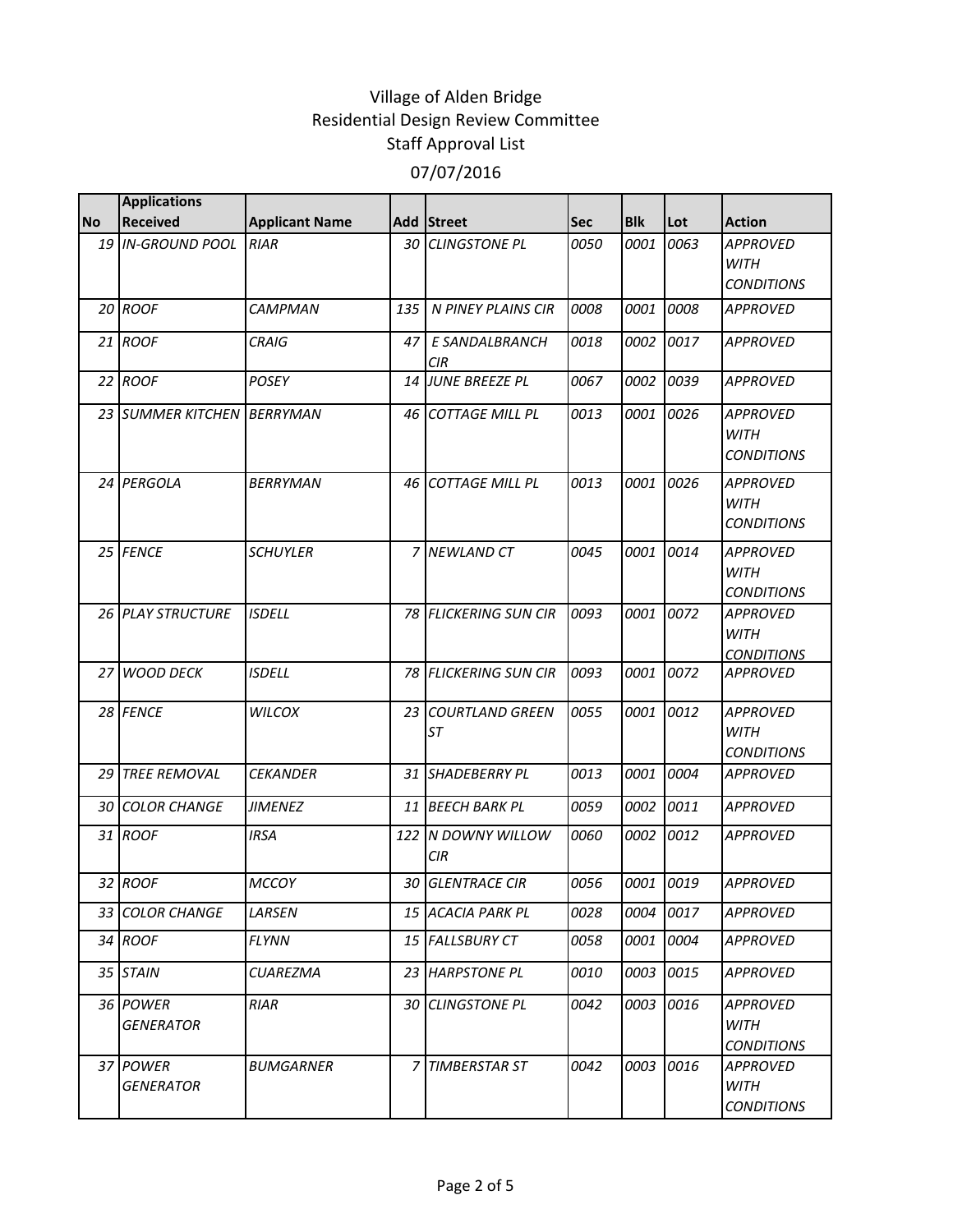# Village of Alden Bridge
## Residential Design Review Committee
## Staff Approval List
## 07/07/2016

| No | Applications Received | Applicant Name | Add | Street | Sec | Blk | Lot | Action |
|---|---|---|---|---|---|---|---|---|
| 19 | IN-GROUND POOL | RIAR | 30 | CLINGSTONE PL | 0050 | 0001 | 0063 | APPROVED WITH CONDITIONS |
| 20 | ROOF | CAMPMAN | 135 | N PINEY PLAINS CIR | 0008 | 0001 | 0008 | APPROVED |
| 21 | ROOF | CRAIG | 47 | E SANDALBRANCH CIR | 0018 | 0002 | 0017 | APPROVED |
| 22 | ROOF | POSEY | 14 | JUNE BREEZE PL | 0067 | 0002 | 0039 | APPROVED |
| 23 | SUMMER KITCHEN | BERRYMAN | 46 | COTTAGE MILL PL | 0013 | 0001 | 0026 | APPROVED WITH CONDITIONS |
| 24 | PERGOLA | BERRYMAN | 46 | COTTAGE MILL PL | 0013 | 0001 | 0026 | APPROVED WITH CONDITIONS |
| 25 | FENCE | SCHUYLER | 7 | NEWLAND CT | 0045 | 0001 | 0014 | APPROVED WITH CONDITIONS |
| 26 | PLAY STRUCTURE | ISDELL | 78 | FLICKERING SUN CIR | 0093 | 0001 | 0072 | APPROVED WITH CONDITIONS |
| 27 | WOOD DECK | ISDELL | 78 | FLICKERING SUN CIR | 0093 | 0001 | 0072 | APPROVED |
| 28 | FENCE | WILCOX | 23 | COURTLAND GREEN ST | 0055 | 0001 | 0012 | APPROVED WITH CONDITIONS |
| 29 | TREE REMOVAL | CEKANDER | 31 | SHADEBERRY PL | 0013 | 0001 | 0004 | APPROVED |
| 30 | COLOR CHANGE | JIMENEZ | 11 | BEECH BARK PL | 0059 | 0002 | 0011 | APPROVED |
| 31 | ROOF | IRSA | 122 | N DOWNY WILLOW CIR | 0060 | 0002 | 0012 | APPROVED |
| 32 | ROOF | MCCOY | 30 | GLENTRACE CIR | 0056 | 0001 | 0019 | APPROVED |
| 33 | COLOR CHANGE | LARSEN | 15 | ACACIA PARK PL | 0028 | 0004 | 0017 | APPROVED |
| 34 | ROOF | FLYNN | 15 | FALLSBURY CT | 0058 | 0001 | 0004 | APPROVED |
| 35 | STAIN | CUAREZMA | 23 | HARPSTONE PL | 0010 | 0003 | 0015 | APPROVED |
| 36 | POWER GENERATOR | RIAR | 30 | CLINGSTONE PL | 0042 | 0003 | 0016 | APPROVED WITH CONDITIONS |
| 37 | POWER GENERATOR | BUMGARNER | 7 | TIMBERSTAR ST | 0042 | 0003 | 0016 | APPROVED WITH CONDITIONS |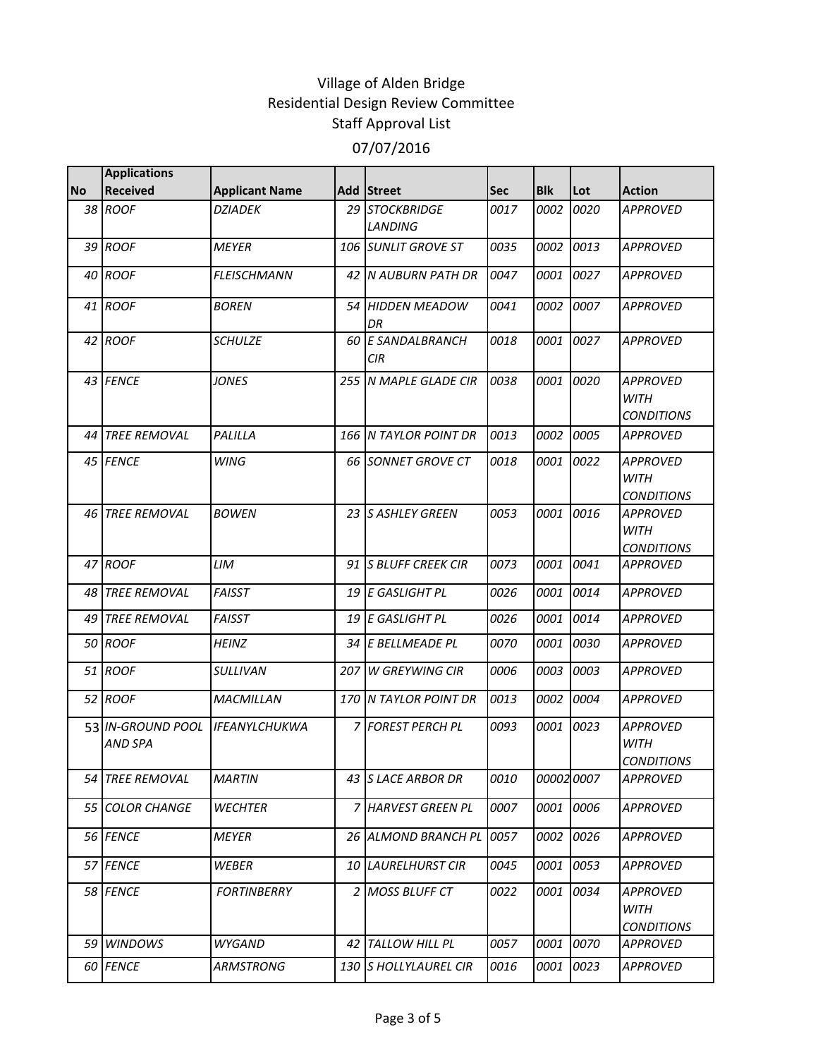# Village of Alden Bridge
## Residential Design Review Committee
## Staff Approval List
## 07/07/2016

| No | Applications Received | Applicant Name | Add | Street | Sec | Blk | Lot | Action |
|---|---|---|---|---|---|---|---|---|
| 38 | *ROOF* | *DZIADEK* | 29 | *STOCKBRIDGE LANDING* | *0017* | *0002* | *0020* | *APPROVED* |
| 39 | *ROOF* | *MEYER* | 106 | *SUNLIT GROVE ST* | *0035* | *0002* | *0013* | *APPROVED* |
| 40 | *ROOF* | *FLEISCHMANN* | 42 | *N AUBURN PATH DR* | *0047* | *0001* | *0027* | *APPROVED* |
| 41 | *ROOF* | *BOREN* | 54 | *HIDDEN MEADOW DR* | *0041* | *0002* | *0007* | *APPROVED* |
| 42 | *ROOF* | *SCHULZE* | 60 | *E SANDALBRANCH CIR* | *0018* | *0001* | *0027* | *APPROVED* |
| 43 | *FENCE* | *JONES* | 255 | *N MAPLE GLADE CIR* | *0038* | *0001* | *0020* | *APPROVED WITH CONDITIONS* |
| 44 | *TREE REMOVAL* | *PALILLA* | 166 | *N TAYLOR POINT DR* | *0013* | *0002* | *0005* | *APPROVED* |
| 45 | *FENCE* | *WING* | 66 | *SONNET GROVE CT* | *0018* | *0001* | *0022* | *APPROVED WITH CONDITIONS* |
| 46 | *TREE REMOVAL* | *BOWEN* | 23 | *S ASHLEY GREEN* | *0053* | *0001* | *0016* | *APPROVED WITH CONDITIONS* |
| 47 | *ROOF* | *LIM* | 91 | *S BLUFF CREEK CIR* | *0073* | *0001* | *0041* | *APPROVED* |
| 48 | *TREE REMOVAL* | *FAISST* | 19 | *E GASLIGHT PL* | *0026* | *0001* | *0014* | *APPROVED* |
| 49 | *TREE REMOVAL* | *FAISST* | 19 | *E GASLIGHT PL* | *0026* | *0001* | *0014* | *APPROVED* |
| 50 | *ROOF* | *HEINZ* | 34 | *E BELLMEADE PL* | *0070* | *0001* | *0030* | *APPROVED* |
| 51 | *ROOF* | *SULLIVAN* | 207 | *W GREYWING CIR* | *0006* | *0003* | *0003* | *APPROVED* |
| 52 | *ROOF* | *MACMILLAN* | 170 | *N TAYLOR POINT DR* | *0013* | *0002* | *0004* | *APPROVED* |
| 53 | *IN-GROUND POOL AND SPA* | *IFEANYLCHUKWA* | 7 | *FOREST PERCH PL* | *0093* | *0001* | *0023* | *APPROVED WITH CONDITIONS* |
| 54 | *TREE REMOVAL* | *MARTIN* | 43 | *S LACE ARBOR DR* | *0010* | *00002* | *0007* | *APPROVED* |
| 55 | *COLOR CHANGE* | *WECHTER* | 7 | *HARVEST GREEN PL* | *0007* | *0001* | *0006* | *APPROVED* |
| 56 | *FENCE* | *MEYER* | 26 | *ALMOND BRANCH PL* | *0057* | *0002* | *0026* | *APPROVED* |
| 57 | *FENCE* | *WEBER* | 10 | *LAURELHURST CIR* | *0045* | *0001* | *0053* | *APPROVED* |
| 58 | *FENCE* | *FORTINBERRY* | 2 | *MOSS BLUFF CT* | *0022* | *0001* | *0034* | *APPROVED WITH CONDITIONS* |
| 59 | *WINDOWS* | *WYGAND* | 42 | *TALLOW HILL PL* | *0057* | *0001* | *0070* | *APPROVED* |
| 60 | *FENCE* | *ARMSTRONG* | 130 | *S HOLLYLAUREL CIR* | *0016* | *0001* | *0023* | *APPROVED* |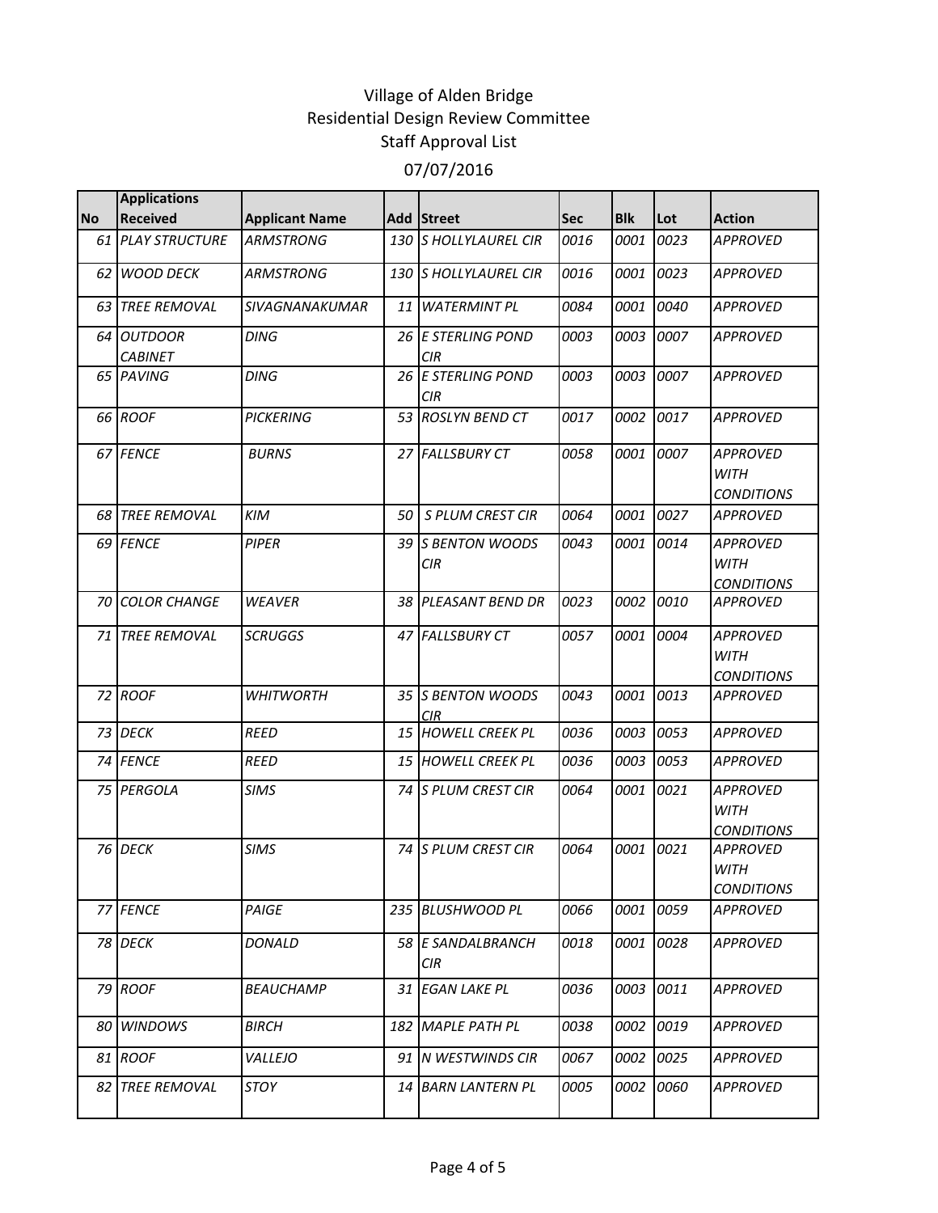# Village of Alden Bridge
## Residential Design Review Committee
## Staff Approval List
### 07/07/2016

| No | Applications Received | Applicant Name | Add | Street | Sec | Blk | Lot | Action |
|---|---|---|---|---|---|---|---|---|
| 61 | *PLAY STRUCTURE* | *ARMSTRONG* | 130 | *S HOLLYLAUREL CIR* | *0016* | *0001* | *0023* | *APPROVED* |
| 62 | *WOOD DECK* | *ARMSTRONG* | 130 | *S HOLLYLAUREL CIR* | *0016* | *0001* | *0023* | *APPROVED* |
| 63 | *TREE REMOVAL* | *SIVAGNANAKUMAR* | 11 | *WATERMINT PL* | *0084* | *0001* | *0040* | *APPROVED* |
| 64 | *OUTDOOR CABINET* | *DING* | 26 | *E STERLING POND CIR* | *0003* | *0003* | *0007* | *APPROVED* |
| 65 | *PAVING* | *DING* | 26 | *E STERLING POND CIR* | *0003* | *0003* | *0007* | *APPROVED* |
| 66 | *ROOF* | *PICKERING* | 53 | *ROSLYN BEND CT* | *0017* | *0002* | *0017* | *APPROVED* |
| 67 | *FENCE* | *BURNS* | 27 | *FALLSBURY CT* | *0058* | *0001* | *0007* | *APPROVED WITH CONDITIONS* |
| 68 | *TREE REMOVAL* | *KIM* | 50 | *S PLUM CREST CIR* | *0064* | *0001* | *0027* | *APPROVED* |
| 69 | *FENCE* | *PIPER* | 39 | *S BENTON WOODS CIR* | *0043* | *0001* | *0014* | *APPROVED WITH CONDITIONS* |
| 70 | *COLOR CHANGE* | *WEAVER* | 38 | *PLEASANT BEND DR* | *0023* | *0002* | *0010* | *APPROVED* |
| 71 | *TREE REMOVAL* | *SCRUGGS* | 47 | *FALLSBURY CT* | *0057* | *0001* | *0004* | *APPROVED WITH CONDITIONS* |
| 72 | *ROOF* | *WHITWORTH* | 35 | *S BENTON WOODS CIR* | *0043* | *0001* | *0013* | *APPROVED* |
| 73 | *DECK* | *REED* | 15 | *HOWELL CREEK PL* | *0036* | *0003* | *0053* | *APPROVED* |
| 74 | *FENCE* | *REED* | 15 | *HOWELL CREEK PL* | *0036* | *0003* | *0053* | *APPROVED* |
| 75 | *PERGOLA* | *SIMS* | 74 | *S PLUM CREST CIR* | *0064* | *0001* | *0021* | *APPROVED WITH CONDITIONS* |
| 76 | *DECK* | *SIMS* | 74 | *S PLUM CREST CIR* | *0064* | *0001* | *0021* | *APPROVED WITH CONDITIONS* |
| 77 | *FENCE* | *PAIGE* | 235 | *BLUSHWOOD PL* | *0066* | *0001* | *0059* | *APPROVED* |
| 78 | *DECK* | *DONALD* | 58 | *E SANDALBRANCH CIR* | *0018* | *0001* | *0028* | *APPROVED* |
| 79 | *ROOF* | *BEAUCHAMP* | 31 | *EGAN LAKE PL* | *0036* | *0003* | *0011* | *APPROVED* |
| 80 | *WINDOWS* | *BIRCH* | 182 | *MAPLE PATH PL* | *0038* | *0002* | *0019* | *APPROVED* |
| 81 | *ROOF* | *VALLEJO* | 91 | *N WESTWINDS CIR* | *0067* | *0002* | *0025* | *APPROVED* |
| 82 | *TREE REMOVAL* | *STOY* | 14 | *BARN LANTERN PL* | *0005* | *0002* | *0060* | *APPROVED* |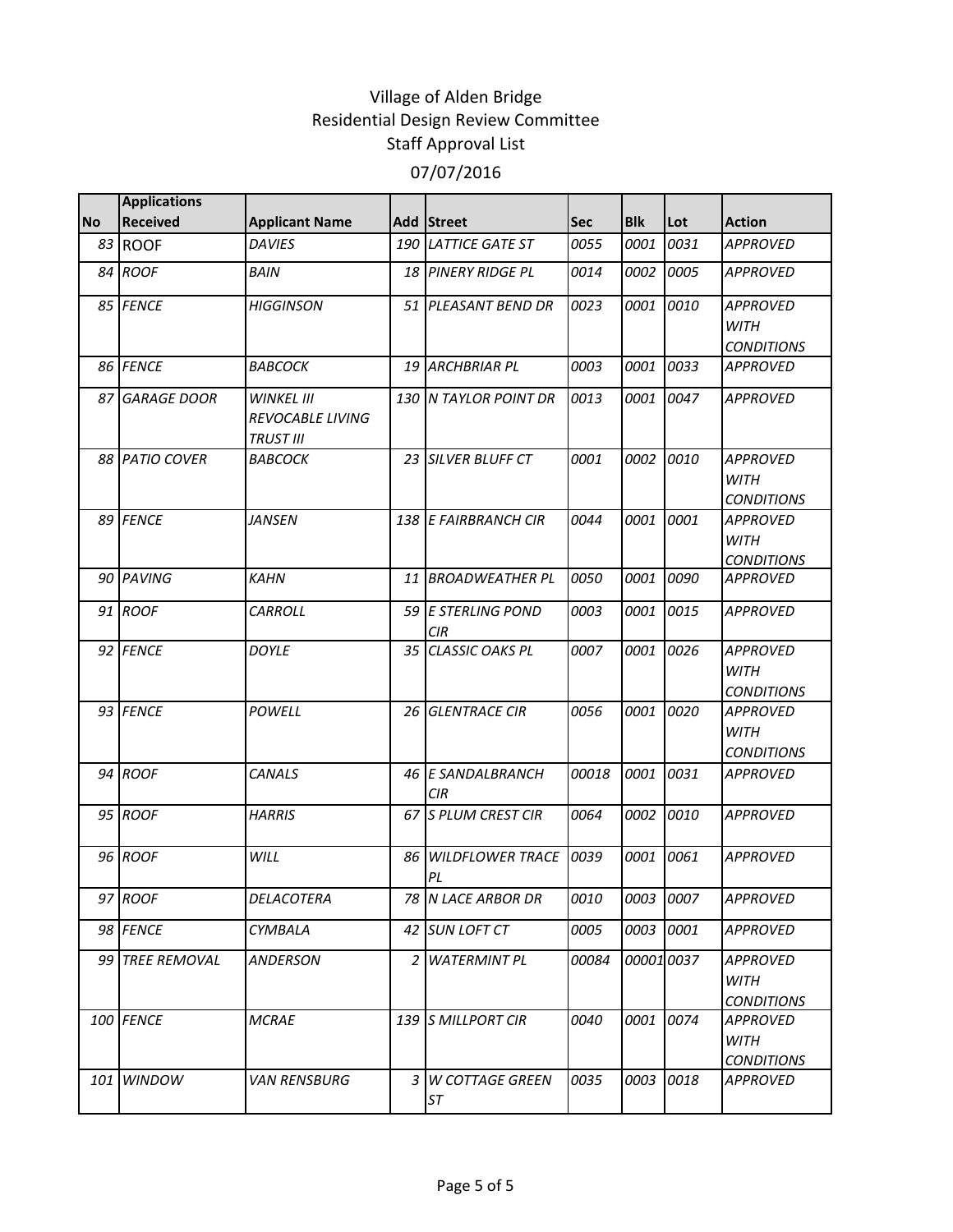Village of Alden Bridge
Residential Design Review Committee
Staff Approval List

07/07/2016

| No | Applications Received | Applicant Name | Add | Street | Sec | Blk | Lot | Action |
|---|---|---|---|---|---|---|---|---|
| 83 | ROOF | *DAVIES* | *190* | *LATTICE GATE ST* | *0055* | *0001* | *0031* | *APPROVED* |
| *84* | *ROOF* | *BAIN* | *18* | *PINERY RIDGE PL* | *0014* | *0002* | *0005* | *APPROVED* |
| *85* | *FENCE* | *HIGGINSON* | *51* | *PLEASANT BEND DR* | *0023* | *0001* | *0010* | *APPROVED WITH CONDITIONS* |
| *86* | *FENCE* | *BABCOCK* | *19* | *ARCHBRIAR PL* | *0003* | *0001* | *0033* | *APPROVED* |
| *87* | *GARAGE DOOR* | *WINKEL III REVOCABLE LIVING TRUST III* | *130* | *N TAYLOR POINT DR* | *0013* | *0001* | *0047* | *APPROVED* |
| *88* | *PATIO COVER* | *BABCOCK* | *23* | *SILVER BLUFF CT* | *0001* | *0002* | *0010* | *APPROVED WITH CONDITIONS* |
| *89* | *FENCE* | *JANSEN* | *138* | *E FAIRBRANCH CIR* | *0044* | *0001* | *0001* | *APPROVED WITH CONDITIONS* |
| *90* | *PAVING* | *KAHN* | *11* | *BROADWEATHER PL* | *0050* | *0001* | *0090* | *APPROVED* |
| *91* | *ROOF* | *CARROLL* | *59* | *E STERLING POND CIR* | *0003* | *0001* | *0015* | *APPROVED* |
| *92* | *FENCE* | *DOYLE* | *35* | *CLASSIC OAKS PL* | *0007* | *0001* | *0026* | *APPROVED WITH CONDITIONS* |
| *93* | *FENCE* | *POWELL* | *26* | *GLENTRACE CIR* | *0056* | *0001* | *0020* | *APPROVED WITH CONDITIONS* |
| *94* | *ROOF* | *CANALS* | *46* | *E SANDALBRANCH CIR* | *00018* | *0001* | *0031* | *APPROVED* |
| *95* | *ROOF* | *HARRIS* | *67* | *S PLUM CREST CIR* | *0064* | *0002* | *0010* | *APPROVED* |
| *96* | *ROOF* | *WILL* | *86* | *WILDFLOWER TRACE PL* | *0039* | *0001* | *0061* | *APPROVED* |
| *97* | *ROOF* | *DELACOTERA* | *78* | *N LACE ARBOR DR* | *0010* | *0003* | *0007* | *APPROVED* |
| *98* | *FENCE* | *CYMBALA* | *42* | *SUN LOFT CT* | *0005* | *0003* | *0001* | *APPROVED* |
| *99* | *TREE REMOVAL* | *ANDERSON* | *2* | *WATERMINT PL* | *00084* | *00001* | *0037* | *APPROVED WITH CONDITIONS* |
| *100* | *FENCE* | *MCRAE* | *139* | *S MILLPORT CIR* | *0040* | *0001* | *0074* | *APPROVED WITH CONDITIONS* |
| *101* | *WINDOW* | *VAN RENSBURG* | *3* | *W COTTAGE GREEN ST* | *0035* | *0003* | *0018* | *APPROVED* |